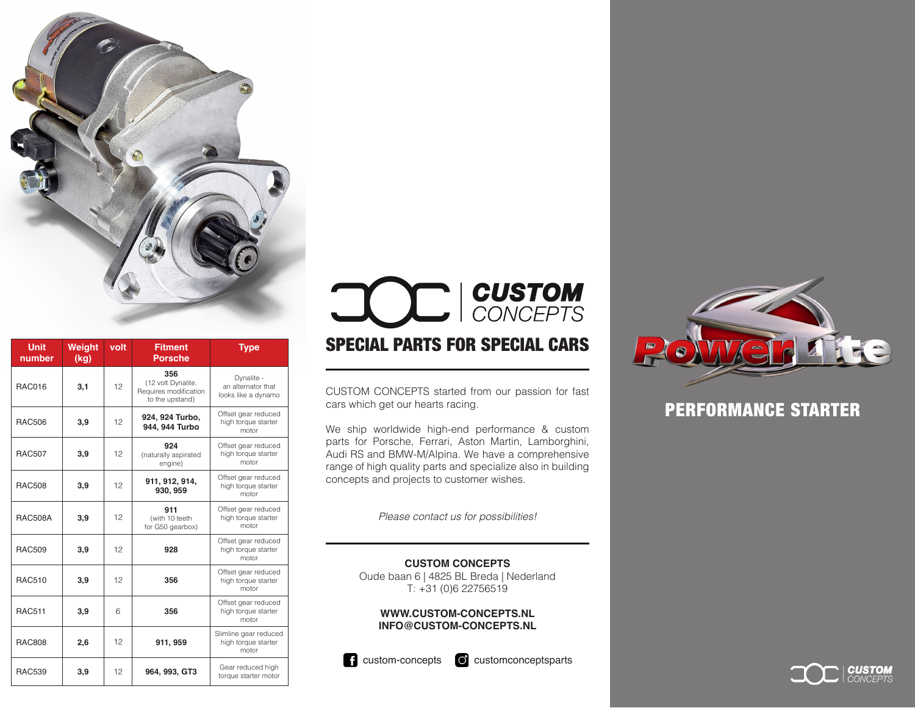| Unit number | Weight (kg) | volt | Fitment Porsche | Type |
|---|---|---|---|---|
| RAC016 | 3,1 | 12 | **356** (12 volt Dynalite. Requires modification to the upstand) | Dynalite - an alternator that looks like a dynamo |
| RAC506 | 3,9 | 12 | **924, 924 Turbo, 944, 944 Turbo** | Offset gear reduced high torque starter motor |
| RAC507 | 3,9 | 12 | **924** (naturally aspirated engine) | Offset gear reduced high torque starter motor |
| RAC508 | 3,9 | 12 | **911, 912, 914, 930, 959** | Offset gear reduced high torque starter motor |
| RAC508A | 3,9 | 12 | **911** (with 10 teeth for G50 gearbox) | Offset gear reduced high torque starter motor |
| RAC509 | 3,9 | 12 | **928** | Offset gear reduced high torque starter motor |
| RAC510 | 3,9 | 12 | **356** | Offset gear reduced high torque starter motor |
| RAC511 | 3,9 | 6 | **356** | Offset gear reduced high torque starter motor |
| RAC808 | 2,6 | 12 | **911, 959** | Slimline gear reduced high torque starter motor |
| RAC539 | 3,9 | 12 | **964, 993, GT3** | Gear reduced high torque starter motor |

# CUSTOM CONCEPTS

## SPECIAL PARTS FOR SPECIAL CARS

CUSTOM CONCEPTS started from our passion for fast cars which get our hearts racing.

We ship worldwide high-end performance & custom parts for Porsche, Ferrari, Aston Martin, Lamborghini, Audi RS and BMW-M/Alpina. We have a comprehensive range of high quality parts and specialize also in building concepts and projects to customer wishes.

*Please contact us for possibilities!*

**CUSTOM CONCEPTS**
Oude baan 6 | 4825 BL Breda | Nederland
T: +31 (0)6 22756519

**WWW.CUSTOM-CONCEPTS.NL**
**INFO@CUSTOM-CONCEPTS.NL**

custom-concepts    customconceptsparts

# PowerLite

## PERFORMANCE STARTER

CUSTOM CONCEPTS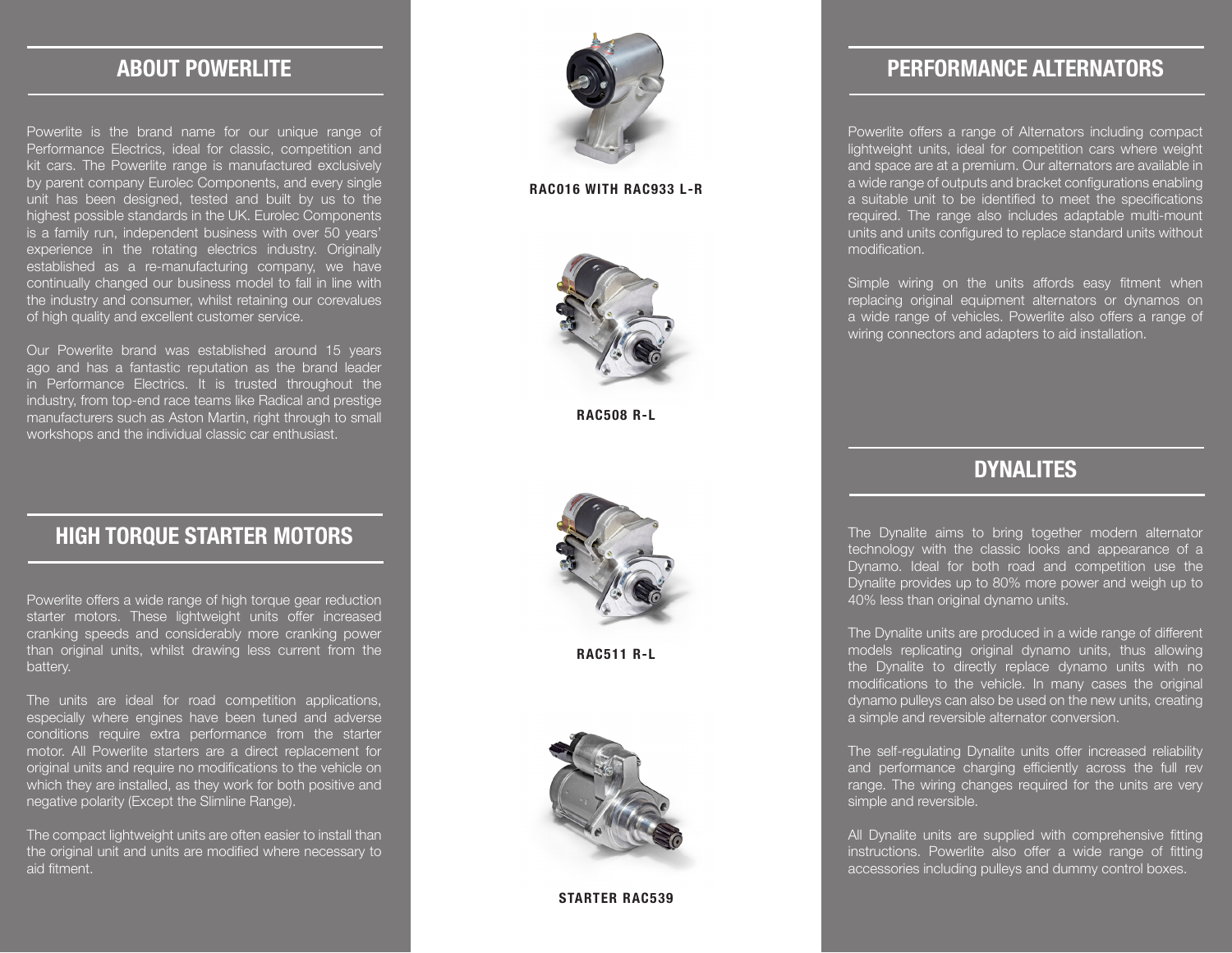## ABOUT POWERLITE

Powerlite is the brand name for our unique range of Performance Electrics, ideal for classic, competition and kit cars. The Powerlite range is manufactured exclusively by parent company Eurolec Components, and every single unit has been designed, tested and built by us to the highest possible standards in the UK. Eurolec Components is a family run, independent business with over 50 years' experience in the rotating electrics industry. Originally established as a re-manufacturing company, we have continually changed our business model to fall in line with the industry and consumer, whilst retaining our corevalues of high quality and excellent customer service.

Our Powerlite brand was established around 15 years ago and has a fantastic reputation as the brand leader in Performance Electrics. It is trusted throughout the industry, from top-end race teams like Radical and prestige manufacturers such as Aston Martin, right through to small workshops and the individual classic car enthusiast.

## HIGH TORQUE STARTER MOTORS

Powerlite offers a wide range of high torque gear reduction starter motors. These lightweight units offer increased cranking speeds and considerably more cranking power than original units, whilst drawing less current from the battery.

The units are ideal for road competition applications, especially where engines have been tuned and adverse conditions require extra performance from the starter motor. All Powerlite starters are a direct replacement for original units and require no modifications to the vehicle on which they are installed, as they work for both positive and negative polarity (Except the Slimline Range).

The compact lightweight units are often easier to install than the original unit and units are modified where necessary to aid fitment.

**RAC016 WITH RAC933 L-R**

**RAC508 R-L**

**RAC511 R-L**

**STARTER RAC539**

## PERFORMANCE ALTERNATORS

Powerlite offers a range of Alternators including compact lightweight units, ideal for competition cars where weight and space are at a premium. Our alternators are available in a wide range of outputs and bracket configurations enabling a suitable unit to be identified to meet the specifications required. The range also includes adaptable multi-mount units and units configured to replace standard units without modification.

Simple wiring on the units affords easy fitment when replacing original equipment alternators or dynamos on a wide range of vehicles. Powerlite also offers a range of wiring connectors and adapters to aid installation.

## DYNALITES

The Dynalite aims to bring together modern alternator technology with the classic looks and appearance of a Dynamo. Ideal for both road and competition use the Dynalite provides up to 80% more power and weigh up to 40% less than original dynamo units.

The Dynalite units are produced in a wide range of different models replicating original dynamo units, thus allowing the Dynalite to directly replace dynamo units with no modifications to the vehicle. In many cases the original dynamo pulleys can also be used on the new units, creating a simple and reversible alternator conversion.

The self-regulating Dynalite units offer increased reliability and performance charging efficiently across the full rev range. The wiring changes required for the units are very simple and reversible.

All Dynalite units are supplied with comprehensive fitting instructions. Powerlite also offer a wide range of fitting accessories including pulleys and dummy control boxes.